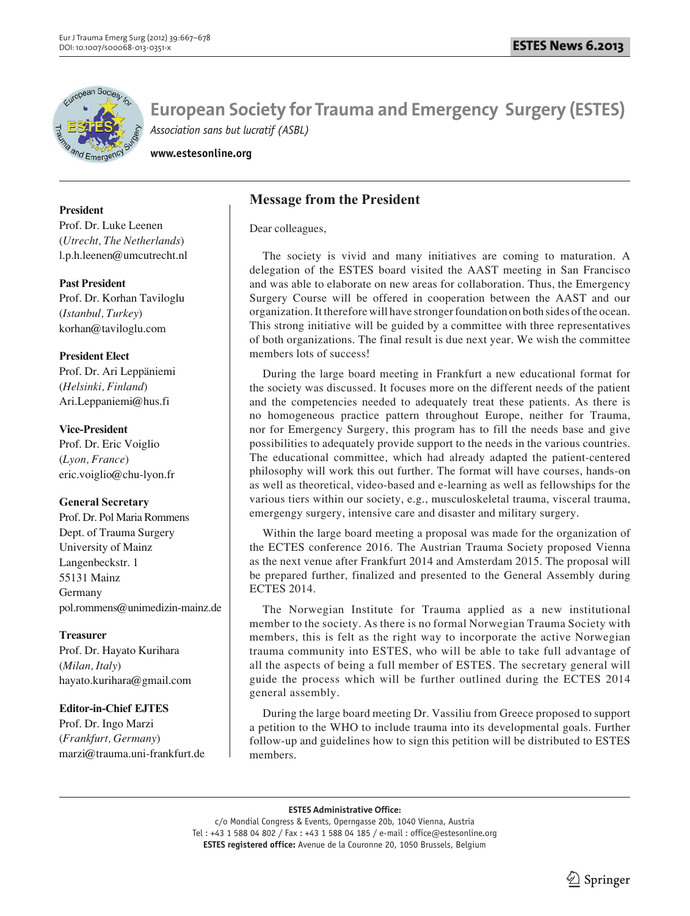# European Society for Trauma and Emergency Surgery (ESTES)

*Association sans but lucratif (ASBL)*

**www.estesonline.org**

**President**
Prof. Dr. Luke Leenen
(*Utrecht, The Netherlands*)
l.p.h.leenen@umcutrecht.nl

**Past President**
Prof. Dr. Korhan Taviloglu
(*Istanbul, Turkey*)
korhan@taviloglu.com

**President Elect**
Prof. Dr. Ari Leppäniemi
(*Helsinki, Finland*)
Ari.Leppaniemi@hus.fi

**Vice-President**
Prof. Dr. Eric Voiglio
(*Lyon, France*)
eric.voiglio@chu-lyon.fr

**General Secretary**
Prof. Dr. Pol Maria Rommens
Dept. of Trauma Surgery
University of Mainz
Langenbeckstr. 1
55131 Mainz
Germany
pol.rommens@unimedizin-mainz.de

**Treasurer**
Prof. Dr. Hayato Kurihara
(*Milan, Italy*)
hayato.kurihara@gmail.com

**Editor-in-Chief EJTES**
Prof. Dr. Ingo Marzi
(*Frankfurt, Germany*)
marzi@trauma.uni-frankfurt.de

## Message from the President

Dear colleagues,

The society is vivid and many initiatives are coming to maturation. A delegation of the ESTES board visited the AAST meeting in San Francisco and was able to elaborate on new areas for collaboration. Thus, the Emergency Surgery Course will be offered in cooperation between the AAST and our organization. It therefore will have stronger foundation on both sides of the ocean. This strong initiative will be guided by a committee with three representatives of both organizations. The final result is due next year. We wish the committee members lots of success!

During the large board meeting in Frankfurt a new educational format for the society was discussed. It focuses more on the different needs of the patient and the competencies needed to adequately treat these patients. As there is no homogeneous practice pattern throughout Europe, neither for Trauma, nor for Emergency Surgery, this program has to fill the needs base and give possibilities to adequately provide support to the needs in the various countries. The educational committee, which had already adapted the patient-centered philosophy will work this out further. The format will have courses, hands-on as well as theoretical, video-based and e-learning as well as fellowships for the various tiers within our society, e.g., musculoskeletal trauma, visceral trauma, emergengy surgery, intensive care and disaster and military surgery.

Within the large board meeting a proposal was made for the organization of the ECTES conference 2016. The Austrian Trauma Society proposed Vienna as the next venue after Frankfurt 2014 and Amsterdam 2015. The proposal will be prepared further, finalized and presented to the General Assembly during ECTES 2014.

The Norwegian Institute for Trauma applied as a new institutional member to the society. As there is no formal Norwegian Trauma Society with members, this is felt as the right way to incorporate the active Norwegian trauma community into ESTES, who will be able to take full advantage of all the aspects of being a full member of ESTES. The secretary general will guide the process which will be further outlined during the ECTES 2014 general assembly.

During the large board meeting Dr. Vassiliu from Greece proposed to support a petition to the WHO to include trauma into its developmental goals. Further follow-up and guidelines how to sign this petition will be distributed to ESTES members.

**ESTES Administrative Office:**
c/o Mondial Congress & Events, Operngasse 20b, 1040 Vienna, Austria
Tel : +43 1 588 04 802 / Fax : +43 1 588 04 185 / e-mail : office@estesonline.org
**ESTES registered office:** Avenue de la Couronne 20, 1050 Brussels, Belgium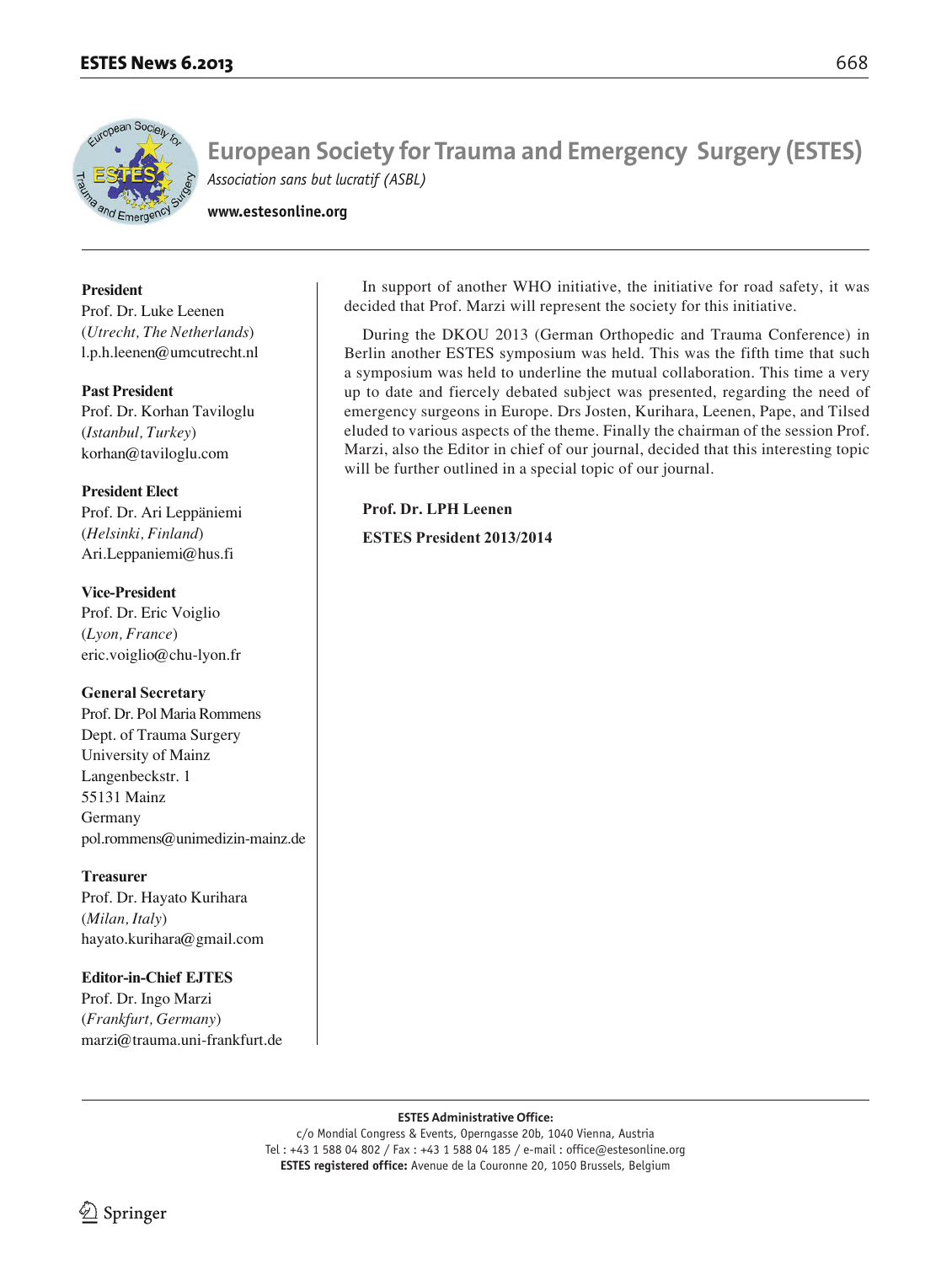# European Society for Trauma and Emergency Surgery (ESTES)

*Association sans but lucratif (ASBL)*

**www.estesonline.org**

**President**
Prof. Dr. Luke Leenen
(*Utrecht, The Netherlands*)
l.p.h.leenen@umcutrecht.nl

**Past President**
Prof. Dr. Korhan Taviloglu
(*Istanbul, Turkey*)
korhan@taviloglu.com

**President Elect**
Prof. Dr. Ari Leppäniemi
(*Helsinki, Finland*)
Ari.Leppaniemi@hus.fi

**Vice-President**
Prof. Dr. Eric Voiglio
(*Lyon, France*)
eric.voiglio@chu-lyon.fr

**General Secretary**
Prof. Dr. Pol Maria Rommens
Dept. of Trauma Surgery
University of Mainz
Langenbeckstr. 1
55131 Mainz
Germany
pol.rommens@unimedizin-mainz.de

**Treasurer**
Prof. Dr. Hayato Kurihara
(*Milan, Italy*)
hayato.kurihara@gmail.com

**Editor-in-Chief EJTES**
Prof. Dr. Ingo Marzi
(*Frankfurt, Germany*)
marzi@trauma.uni-frankfurt.de

In support of another WHO initiative, the initiative for road safety, it was decided that Prof. Marzi will represent the society for this initiative.

During the DKOU 2013 (German Orthopedic and Trauma Conference) in Berlin another ESTES symposium was held. This was the fifth time that such a symposium was held to underline the mutual collaboration. This time a very up to date and fiercely debated subject was presented, regarding the need of emergency surgeons in Europe. Drs Josten, Kurihara, Leenen, Pape, and Tilsed eluded to various aspects of the theme. Finally the chairman of the session Prof. Marzi, also the Editor in chief of our journal, decided that this interesting topic will be further outlined in a special topic of our journal.

**Prof. Dr. LPH Leenen**

**ESTES President 2013/2014**

**ESTES Administrative Office:**
c/o Mondial Congress & Events, Operngasse 20b, 1040 Vienna, Austria
Tel : +43 1 588 04 802 / Fax : +43 1 588 04 185 / e-mail : office@estesonline.org
**ESTES registered office:** Avenue de la Couronne 20, 1050 Brussels, Belgium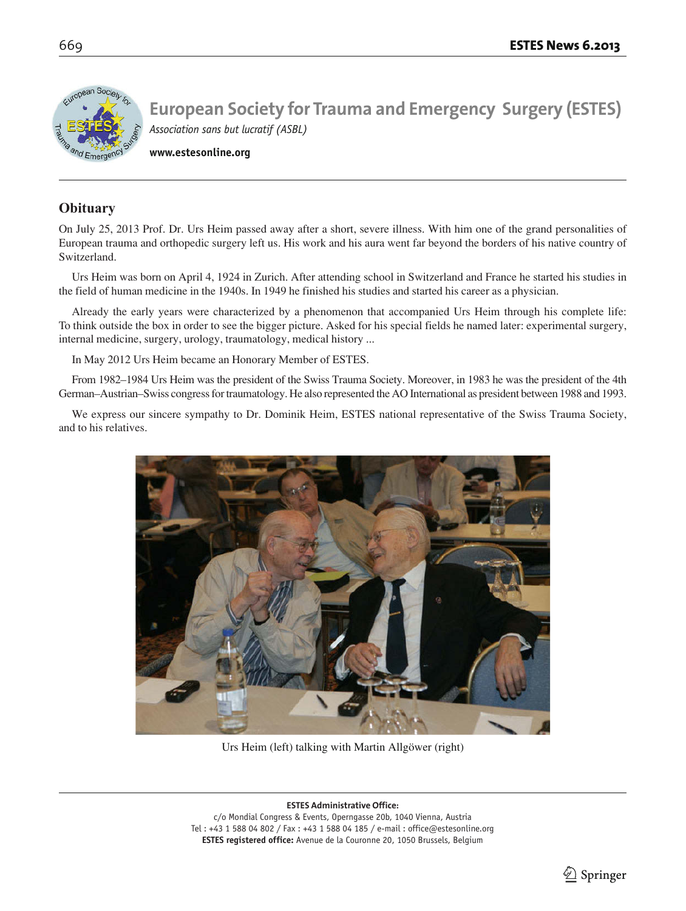# European Society for Trauma and Emergency Surgery (ESTES)

*Association sans but lucratif (ASBL)*

**www.estesonline.org**

## Obituary

On July 25, 2013 Prof. Dr. Urs Heim passed away after a short, severe illness. With him one of the grand personalities of European trauma and orthopedic surgery left us. His work and his aura went far beyond the borders of his native country of Switzerland.

Urs Heim was born on April 4, 1924 in Zurich. After attending school in Switzerland and France he started his studies in the field of human medicine in the 1940s. In 1949 he finished his studies and started his career as a physician.

Already the early years were characterized by a phenomenon that accompanied Urs Heim through his complete life: To think outside the box in order to see the bigger picture. Asked for his special fields he named later: experimental surgery, internal medicine, surgery, urology, traumatology, medical history ...

In May 2012 Urs Heim became an Honorary Member of ESTES.

From 1982–1984 Urs Heim was the president of the Swiss Trauma Society. Moreover, in 1983 he was the president of the 4th German–Austrian–Swiss congress for traumatology. He also represented the AO International as president between 1988 and 1993.

We express our sincere sympathy to Dr. Dominik Heim, ESTES national representative of the Swiss Trauma Society, and to his relatives.

Urs Heim (left) talking with Martin Allgöwer (right)

**ESTES Administrative Office:**
c/o Mondial Congress & Events, Operngasse 20b, 1040 Vienna, Austria
Tel : +43 1 588 04 802 / Fax : +43 1 588 04 185 / e-mail : office@estesonline.org
**ESTES registered office:** Avenue de la Couronne 20, 1050 Brussels, Belgium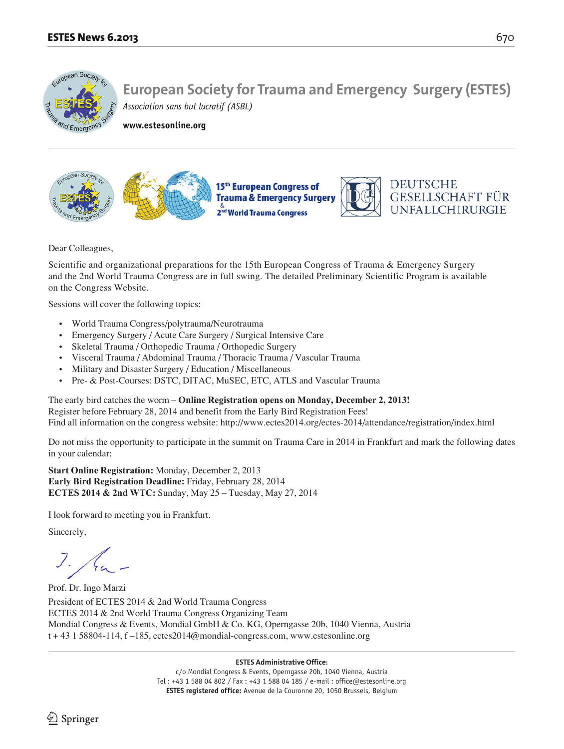# European Society for Trauma and Emergency Surgery (ESTES)

*Association sans but lucratif (ASBL)*

**www.estesonline.org**

**15th European Congress of Trauma & Emergency Surgery & 2nd World Trauma Congress**

DEUTSCHE GESELLSCHAFT FÜR UNFALLCHIRURGIE

Dear Colleagues,

Scientific and organizational preparations for the 15th European Congress of Trauma & Emergency Surgery and the 2nd World Trauma Congress are in full swing. The detailed Preliminary Scientific Program is available on the Congress Website.

Sessions will cover the following topics:

- World Trauma Congress/polytrauma/Neurotrauma
- Emergency Surgery / Acute Care Surgery / Surgical Intensive Care
- Skeletal Trauma / Orthopedic Trauma / Orthopedic Surgery
- Visceral Trauma / Abdominal Trauma / Thoracic Trauma / Vascular Trauma
- Military and Disaster Surgery / Education / Miscellaneous
- Pre- & Post-Courses: DSTC, DITAC, MuSEC, ETC, ATLS and Vascular Trauma

The early bird catches the worm – **Online Registration opens on Monday, December 2, 2013!**
Register before February 28, 2014 and benefit from the Early Bird Registration Fees!
Find all information on the congress website: http://www.ectes2014.org/ectes-2014/attendance/registration/index.html

Do not miss the opportunity to participate in the summit on Trauma Care in 2014 in Frankfurt and mark the following dates in your calendar:

**Start Online Registration:** Monday, December 2, 2013
**Early Bird Registration Deadline:** Friday, February 28, 2014
**ECTES 2014 & 2nd WTC:** Sunday, May 25 – Tuesday, May 27, 2014

I look forward to meeting you in Frankfurt.

Sincerely,

Prof. Dr. Ingo Marzi
President of ECTES 2014 & 2nd World Trauma Congress
ECTES 2014 & 2nd World Trauma Congress Organizing Team
Mondial Congress & Events, Mondial GmbH & Co. KG, Operngasse 20b, 1040 Vienna, Austria
t + 43 1 58804-114, f –185, ectes2014@mondial-congress.com, www.estesonline.org

**ESTES Administrative Office:**
c/o Mondial Congress & Events, Operngasse 20b, 1040 Vienna, Austria
Tel : +43 1 588 04 802 / Fax : +43 1 588 04 185 / e-mail : office@estesonline.org
**ESTES registered office:** Avenue de la Couronne 20, 1050 Brussels, Belgium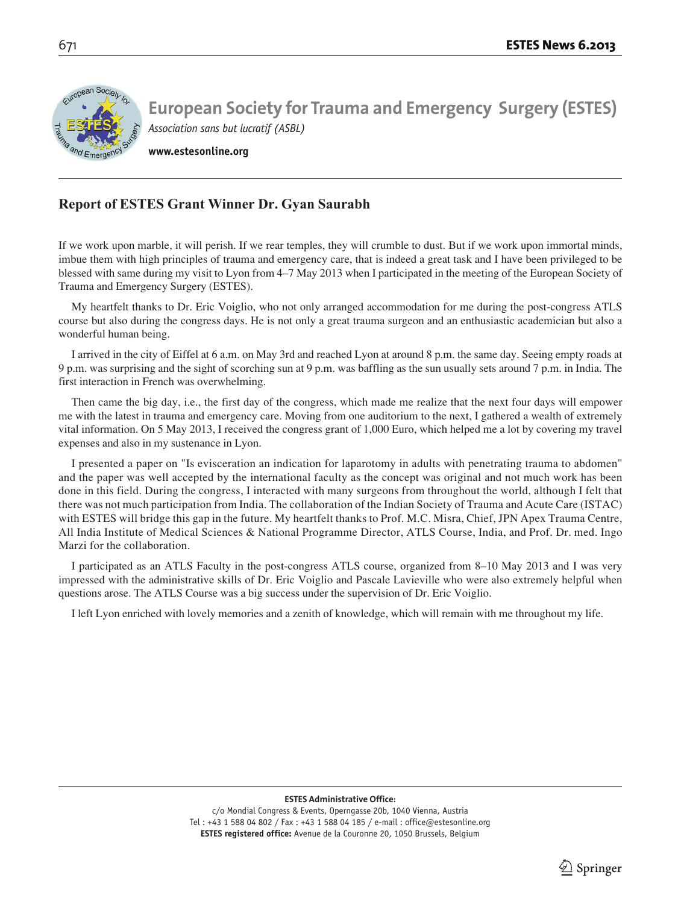# European Society for Trauma and Emergency Surgery (ESTES)

*Association sans but lucratif (ASBL)*

**www.estesonline.org**

## Report of ESTES Grant Winner Dr. Gyan Saurabh

If we work upon marble, it will perish. If we rear temples, they will crumble to dust. But if we work upon immortal minds, imbue them with high principles of trauma and emergency care, that is indeed a great task and I have been privileged to be blessed with same during my visit to Lyon from 4–7 May 2013 when I participated in the meeting of the European Society of Trauma and Emergency Surgery (ESTES).

My heartfelt thanks to Dr. Eric Voiglio, who not only arranged accommodation for me during the post-congress ATLS course but also during the congress days. He is not only a great trauma surgeon and an enthusiastic academician but also a wonderful human being.

I arrived in the city of Eiffel at 6 a.m. on May 3rd and reached Lyon at around 8 p.m. the same day. Seeing empty roads at 9 p.m. was surprising and the sight of scorching sun at 9 p.m. was baffling as the sun usually sets around 7 p.m. in India. The first interaction in French was overwhelming.

Then came the big day, i.e., the first day of the congress, which made me realize that the next four days will empower me with the latest in trauma and emergency care. Moving from one auditorium to the next, I gathered a wealth of extremely vital information. On 5 May 2013, I received the congress grant of 1,000 Euro, which helped me a lot by covering my travel expenses and also in my sustenance in Lyon.

I presented a paper on "Is evisceration an indication for laparotomy in adults with penetrating trauma to abdomen" and the paper was well accepted by the international faculty as the concept was original and not much work has been done in this field. During the congress, I interacted with many surgeons from throughout the world, although I felt that there was not much participation from India. The collaboration of the Indian Society of Trauma and Acute Care (ISTAC) with ESTES will bridge this gap in the future. My heartfelt thanks to Prof. M.C. Misra, Chief, JPN Apex Trauma Centre, All India Institute of Medical Sciences & National Programme Director, ATLS Course, India, and Prof. Dr. med. Ingo Marzi for the collaboration.

I participated as an ATLS Faculty in the post-congress ATLS course, organized from 8–10 May 2013 and I was very impressed with the administrative skills of Dr. Eric Voiglio and Pascale Lavieville who were also extremely helpful when questions arose. The ATLS Course was a big success under the supervision of Dr. Eric Voiglio.

I left Lyon enriched with lovely memories and a zenith of knowledge, which will remain with me throughout my life.

**ESTES Administrative Office:**
c/o Mondial Congress & Events, Operngasse 20b, 1040 Vienna, Austria
Tel : +43 1 588 04 802 / Fax : +43 1 588 04 185 / e-mail : office@estesonline.org
**ESTES registered office:** Avenue de la Couronne 20, 1050 Brussels, Belgium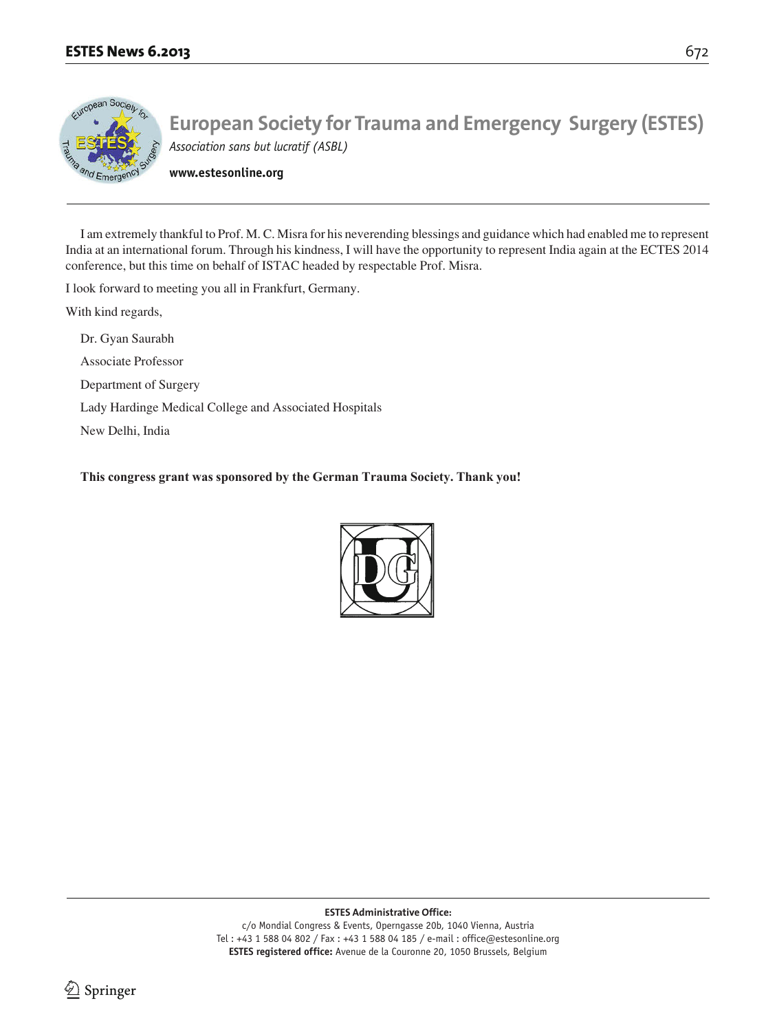I am extremely thankful to Prof. M. C. Misra for his neverending blessings and guidance which had enabled me to represent India at an international forum. Through his kindness, I will have the opportunity to represent India again at the ECTES 2014 conference, but this time on behalf of ISTAC headed by respectable Prof. Misra.

I look forward to meeting you all in Frankfurt, Germany.

With kind regards,

Dr. Gyan Saurabh

Associate Professor

Department of Surgery

Lady Hardinge Medical College and Associated Hospitals

New Delhi, India

**This congress grant was sponsored by the German Trauma Society. Thank you!**

**ESTES Administrative Office:**
c/o Mondial Congress & Events, Operngasse 20b, 1040 Vienna, Austria
Tel : +43 1 588 04 802 / Fax : +43 1 588 04 185 / e-mail : office@estesonline.org
**ESTES registered office:** Avenue de la Couronne 20, 1050 Brussels, Belgium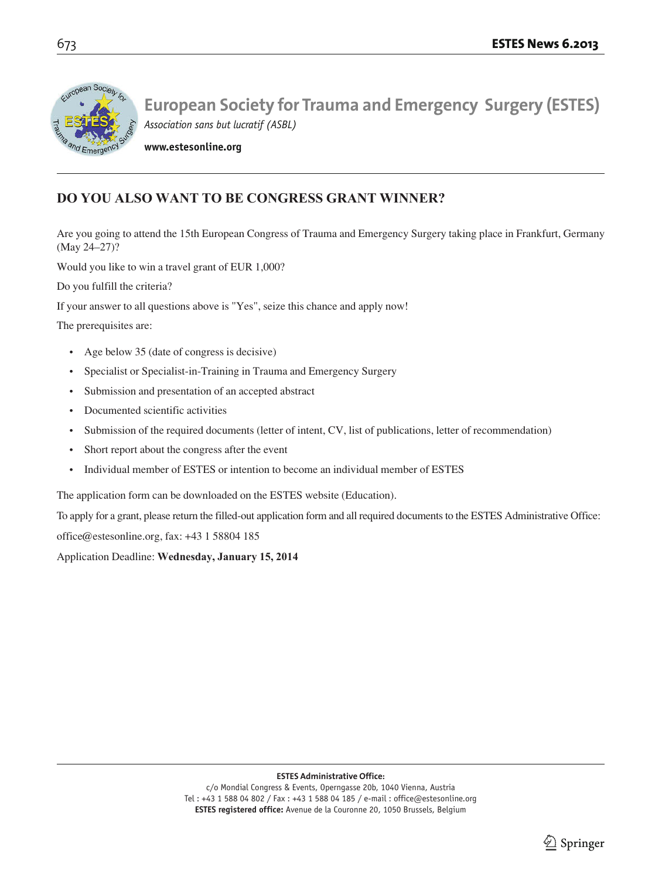# European Society for Trauma and Emergency Surgery (ESTES)

*Association sans but lucratif (ASBL)*

**www.estesonline.org**

## DO YOU ALSO WANT TO BE CONGRESS GRANT WINNER?

Are you going to attend the 15th European Congress of Trauma and Emergency Surgery taking place in Frankfurt, Germany (May 24–27)?

Would you like to win a travel grant of EUR 1,000?

Do you fulfill the criteria?

If your answer to all questions above is "Yes", seize this chance and apply now!

The prerequisites are:

- Age below 35 (date of congress is decisive)
- Specialist or Specialist-in-Training in Trauma and Emergency Surgery
- Submission and presentation of an accepted abstract
- Documented scientific activities
- Submission of the required documents (letter of intent, CV, list of publications, letter of recommendation)
- Short report about the congress after the event
- Individual member of ESTES or intention to become an individual member of ESTES

The application form can be downloaded on the ESTES website (Education).

To apply for a grant, please return the filled-out application form and all required documents to the ESTES Administrative Office:

office@estesonline.org, fax: +43 1 58804 185

Application Deadline: **Wednesday, January 15, 2014**

**ESTES Administrative Office:**
c/o Mondial Congress & Events, Operngasse 20b, 1040 Vienna, Austria
Tel : +43 1 588 04 802 / Fax : +43 1 588 04 185 / e-mail : office@estesonline.org
**ESTES registered office:** Avenue de la Couronne 20, 1050 Brussels, Belgium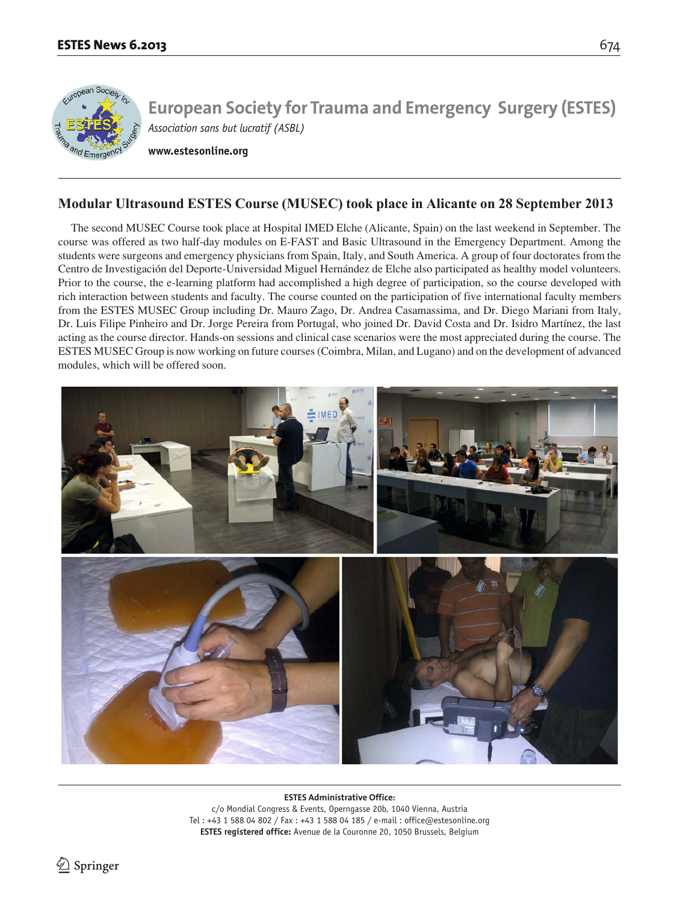# European Society for Trauma and Emergency Surgery (ESTES)

*Association sans but lucratif (ASBL)*

**www.estesonline.org**

## Modular Ultrasound ESTES Course (MUSEC) took place in Alicante on 28 September 2013

The second MUSEC Course took place at Hospital IMED Elche (Alicante, Spain) on the last weekend in September. The course was offered as two half-day modules on E-FAST and Basic Ultrasound in the Emergency Department. Among the students were surgeons and emergency physicians from Spain, Italy, and South America. A group of four doctorates from the Centro de Investigación del Deporte-Universidad Miguel Hernández de Elche also participated as healthy model volunteers. Prior to the course, the e-learning platform had accomplished a high degree of participation, so the course developed with rich interaction between students and faculty. The course counted on the participation of five international faculty members from the ESTES MUSEC Group including Dr. Mauro Zago, Dr. Andrea Casamassima, and Dr. Diego Mariani from Italy, Dr. Luis Filipe Pinheiro and Dr. Jorge Pereira from Portugal, who joined Dr. David Costa and Dr. Isidro Martínez, the last acting as the course director. Hands-on sessions and clinical case scenarios were the most appreciated during the course. The ESTES MUSEC Group is now working on future courses (Coimbra, Milan, and Lugano) and on the development of advanced modules, which will be offered soon.

**ESTES Administrative Office:**
c/o Mondial Congress & Events, Operngasse 20b, 1040 Vienna, Austria
Tel : +43 1 588 04 802 / Fax : +43 1 588 04 185 / e-mail : office@estesonline.org
**ESTES registered office:** Avenue de la Couronne 20, 1050 Brussels, Belgium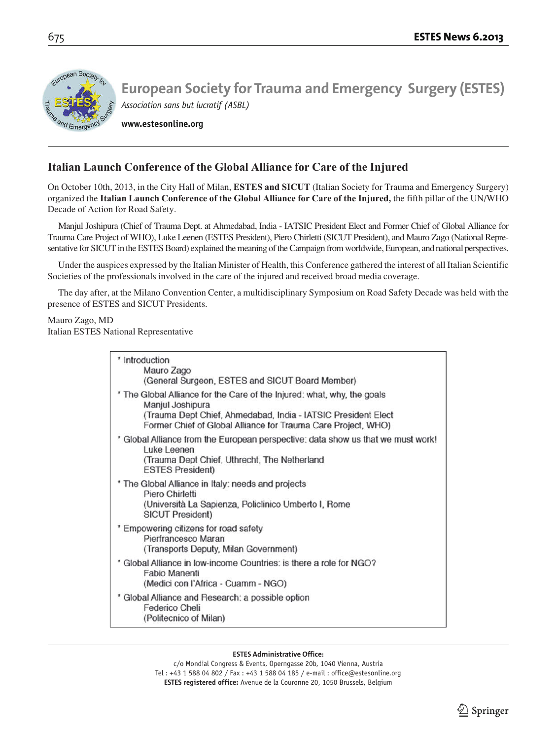# European Society for Trauma and Emergency Surgery (ESTES)

*Association sans but lucratif (ASBL)*

**www.estesonline.org**

## Italian Launch Conference of the Global Alliance for Care of the Injured

On October 10th, 2013, in the City Hall of Milan, **ESTES and SICUT** (Italian Society for Trauma and Emergency Surgery) organized the **Italian Launch Conference of the Global Alliance for Care of the Injured,** the fifth pillar of the UN/WHO Decade of Action for Road Safety.

Manjul Joshipura (Chief of Trauma Dept. at Ahmedabad, India - IATSIC President Elect and Former Chief of Global Alliance for Trauma Care Project of WHO), Luke Leenen (ESTES President), Piero Chirletti (SICUT President), and Mauro Zago (National Representative for SICUT in the ESTES Board) explained the meaning of the Campaign from worldwide, European, and national perspectives.

Under the auspices expressed by the Italian Minister of Health, this Conference gathered the interest of all Italian Scientific Societies of the professionals involved in the care of the injured and received broad media coverage.

The day after, at the Milano Convention Center, a multidisciplinary Symposium on Road Safety Decade was held with the presence of ESTES and SICUT Presidents.

Mauro Zago, MD
Italian ESTES National Representative

- Introduction
  Mauro Zago
  (General Surgeon, ESTES and SICUT Board Member)
- The Global Alliance for the Care of the Injured: what, why, the goals
  Manjul Joshipura
  (Trauma Dept Chief, Ahmedabad, India - IATSIC President Elect
  Former Chief of Global Alliance for Trauma Care Project, WHO)
- Global Alliance from the European perspective: data show us that we must work!
  Luke Leenen
  (Trauma Dept Chief, Uthrecht, The Netherland
  ESTES President)
- The Global Alliance in Italy: needs and projects
  Piero Chirletti
  (Università La Sapienza, Policlinico Umberto I, Rome
  SICUT President)
- Empowering citizens for road safety
  Pierfrancesco Maran
  (Transports Deputy, Milan Government)
- Global Alliance in low-income Countries: is there a role for NGO?
  Fabio Manenti
  (Medici con l'Africa - Cuamm - NGO)
- Global Alliance and Research: a possible option
  Federico Cheli
  (Politecnico of Milan)

**ESTES Administrative Office:**
c/o Mondial Congress & Events, Operngasse 20b, 1040 Vienna, Austria
Tel : +43 1 588 04 802 / Fax : +43 1 588 04 185 / e-mail : office@estesonline.org
**ESTES registered office:** Avenue de la Couronne 20, 1050 Brussels, Belgium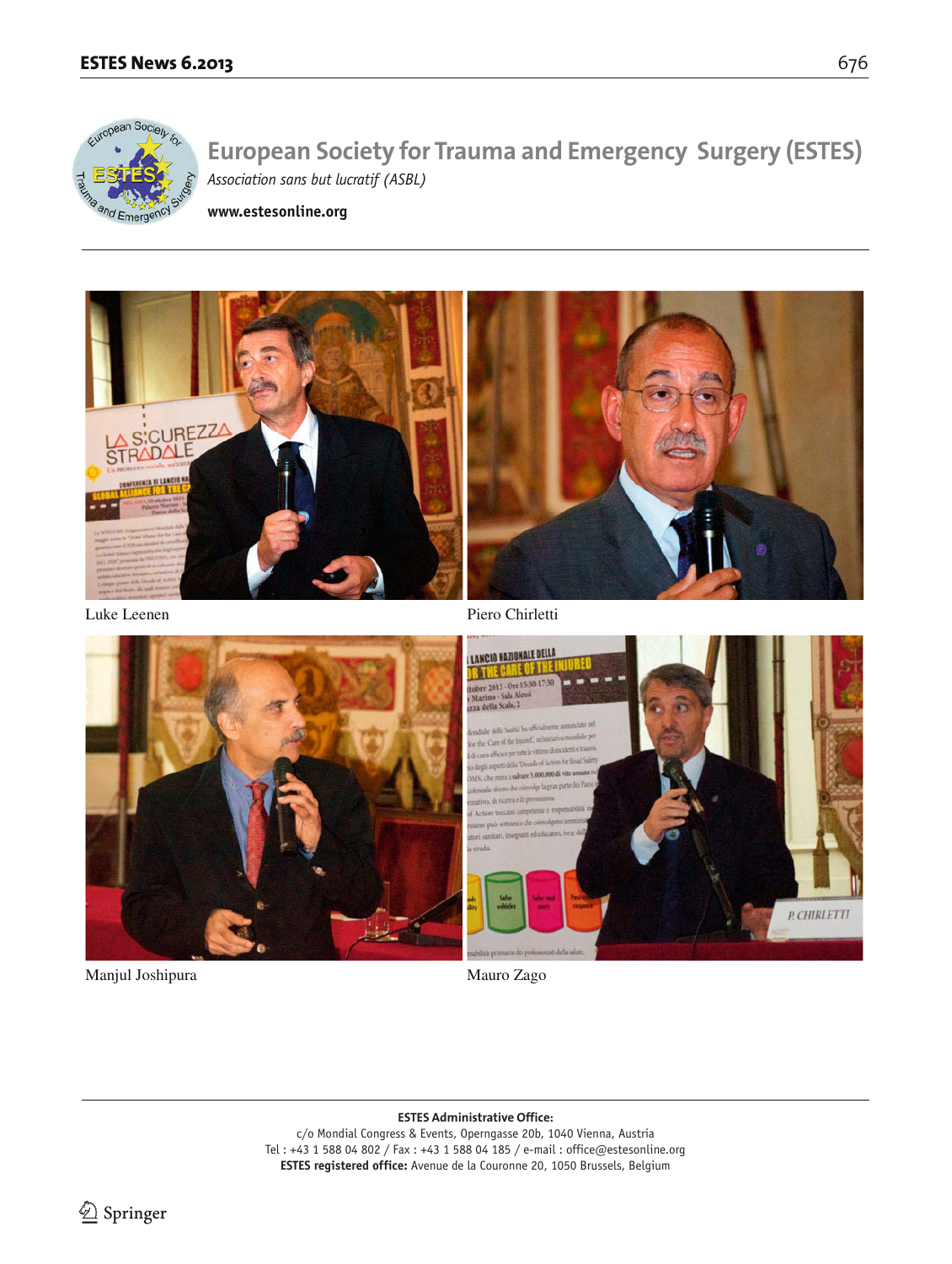# European Society for Trauma and Emergency Surgery (ESTES)

*Association sans but lucratif (ASBL)*

**www.estesonline.org**

Luke Leenen

Piero Chirletti

Manjul Joshipura

Mauro Zago

**ESTES Administrative Office:**
c/o Mondial Congress & Events, Operngasse 20b, 1040 Vienna, Austria
Tel : +43 1 588 04 802 / Fax : +43 1 588 04 185 / e-mail : office@estesonline.org
**ESTES registered office:** Avenue de la Couronne 20, 1050 Brussels, Belgium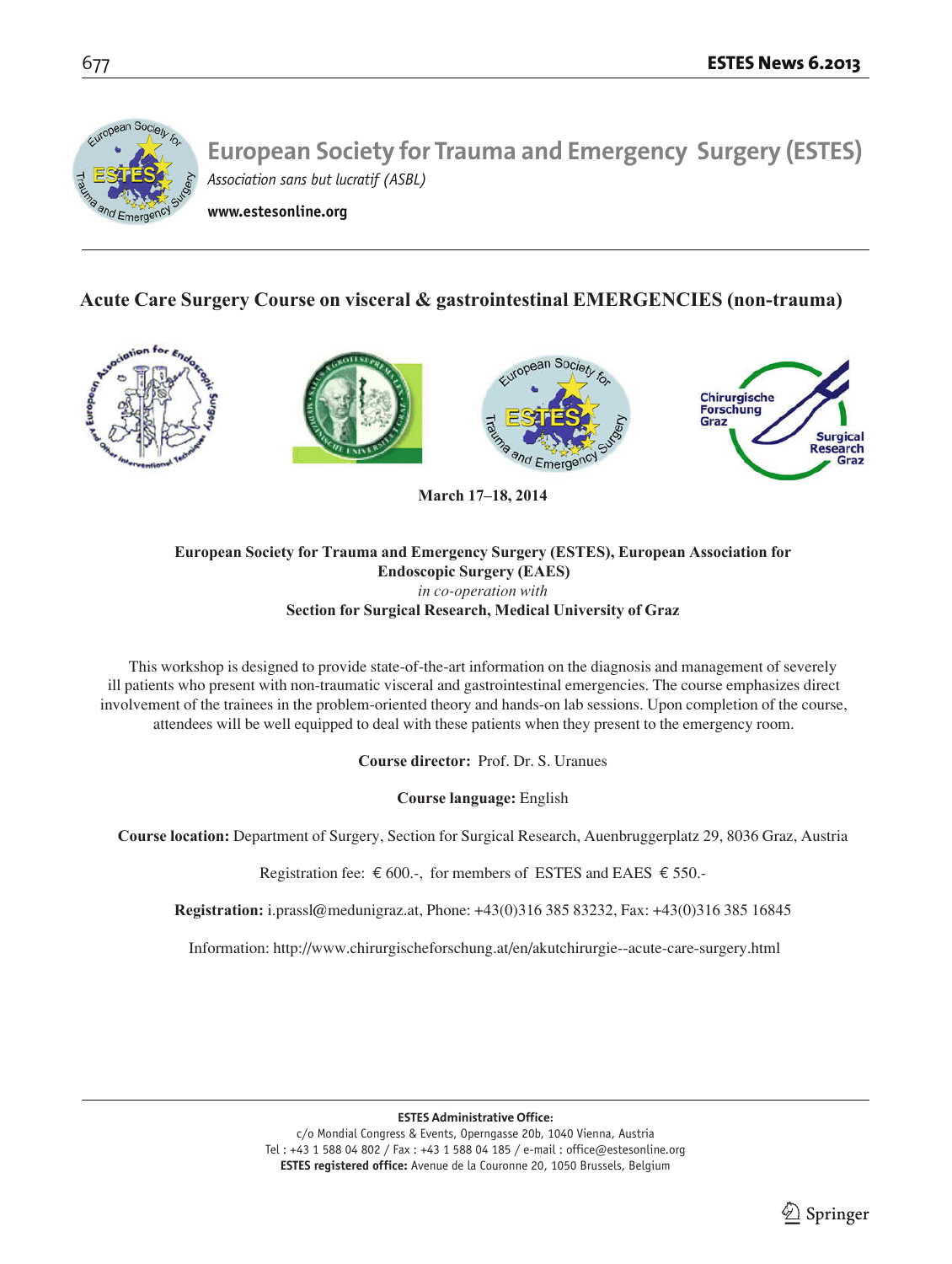# European Society for Trauma and Emergency Surgery (ESTES)

*Association sans but lucratif (ASBL)*

**www.estesonline.org**

## Acute Care Surgery Course on visceral & gastrointestinal EMERGENCIES (non-trauma)

**March 17–18, 2014**

**European Society for Trauma and Emergency Surgery (ESTES), European Association for Endoscopic Surgery (EAES)**

*in co-operation with*

**Section for Surgical Research, Medical University of Graz**

This workshop is designed to provide state-of-the-art information on the diagnosis and management of severely ill patients who present with non-traumatic visceral and gastrointestinal emergencies. The course emphasizes direct involvement of the trainees in the problem-oriented theory and hands-on lab sessions. Upon completion of the course, attendees will be well equipped to deal with these patients when they present to the emergency room.

**Course director:** Prof. Dr. S. Uranues

**Course language:** English

**Course location:** Department of Surgery, Section for Surgical Research, Auenbruggerplatz 29, 8036 Graz, Austria

Registration fee: € 600.-, for members of ESTES and EAES € 550.-

**Registration:** i.prassl@medunigraz.at, Phone: +43(0)316 385 83232, Fax: +43(0)316 385 16845

Information: http://www.chirurgischeforschung.at/en/akutchirurgie--acute-care-surgery.html

**ESTES Administrative Office:**
c/o Mondial Congress & Events, Operngasse 20b, 1040 Vienna, Austria
Tel : +43 1 588 04 802 / Fax : +43 1 588 04 185 / e-mail : office@estesonline.org
**ESTES registered office:** Avenue de la Couronne 20, 1050 Brussels, Belgium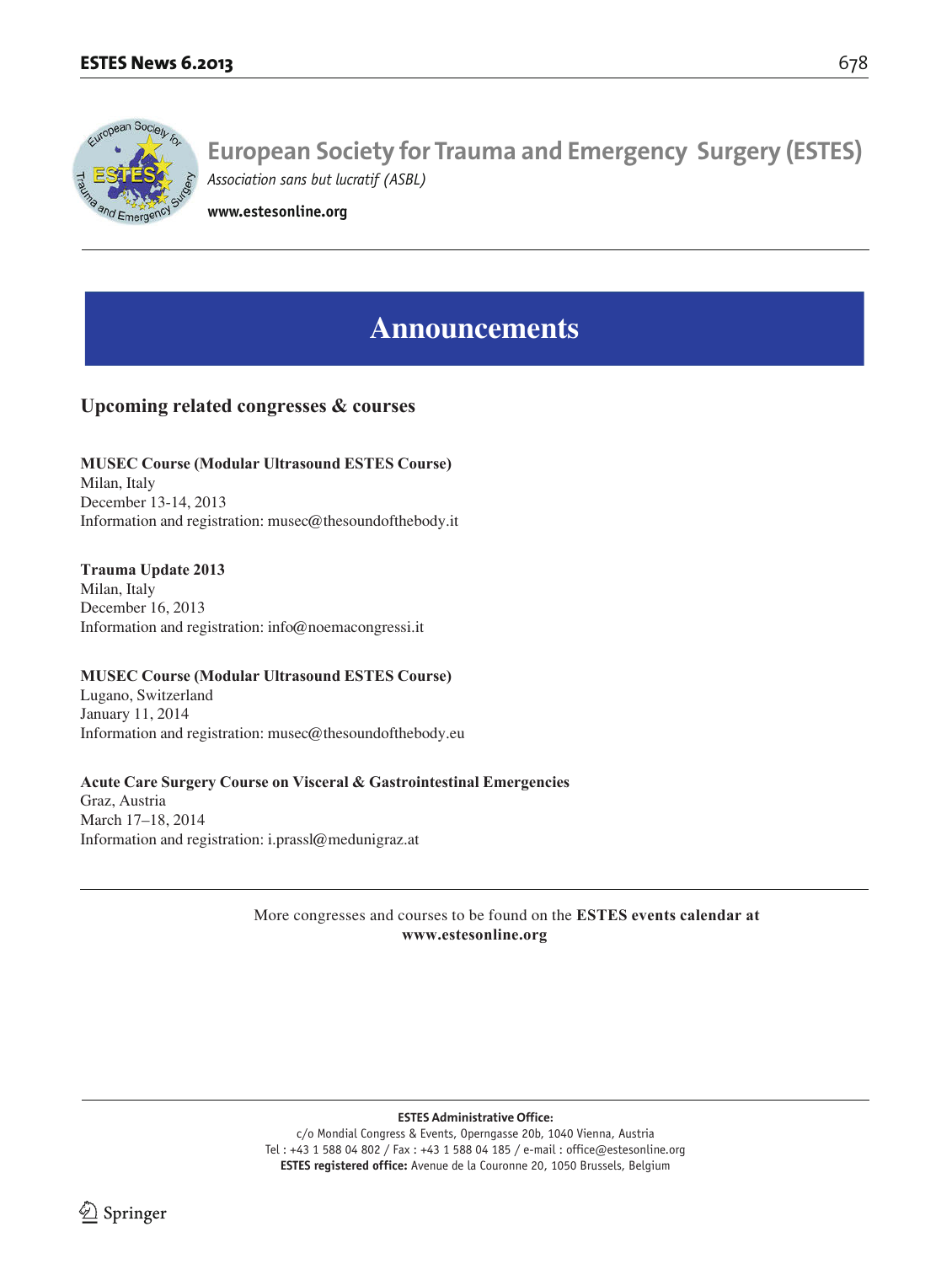# European Society for Trauma and Emergency Surgery (ESTES)

*Association sans but lucratif (ASBL)*

**www.estesonline.org**

## Announcements

### Upcoming related congresses & courses

**MUSEC Course (Modular Ultrasound ESTES Course)**
Milan, Italy
December 13-14, 2013
Information and registration: musec@thesoundofthebody.it

**Trauma Update 2013**
Milan, Italy
December 16, 2013
Information and registration: info@noemacongressi.it

**MUSEC Course (Modular Ultrasound ESTES Course)**
Lugano, Switzerland
January 11, 2014
Information and registration: musec@thesoundofthebody.eu

**Acute Care Surgery Course on Visceral & Gastrointestinal Emergencies**
Graz, Austria
March 17–18, 2014
Information and registration: i.prassl@medunigraz.at

---

More congresses and courses to be found on the **ESTES events calendar at www.estesonline.org**

---

**ESTES Administrative Office:**
c/o Mondial Congress & Events, Operngasse 20b, 1040 Vienna, Austria
Tel : +43 1 588 04 802 / Fax : +43 1 588 04 185 / e-mail : office@estesonline.org
**ESTES registered office:** Avenue de la Couronne 20, 1050 Brussels, Belgium